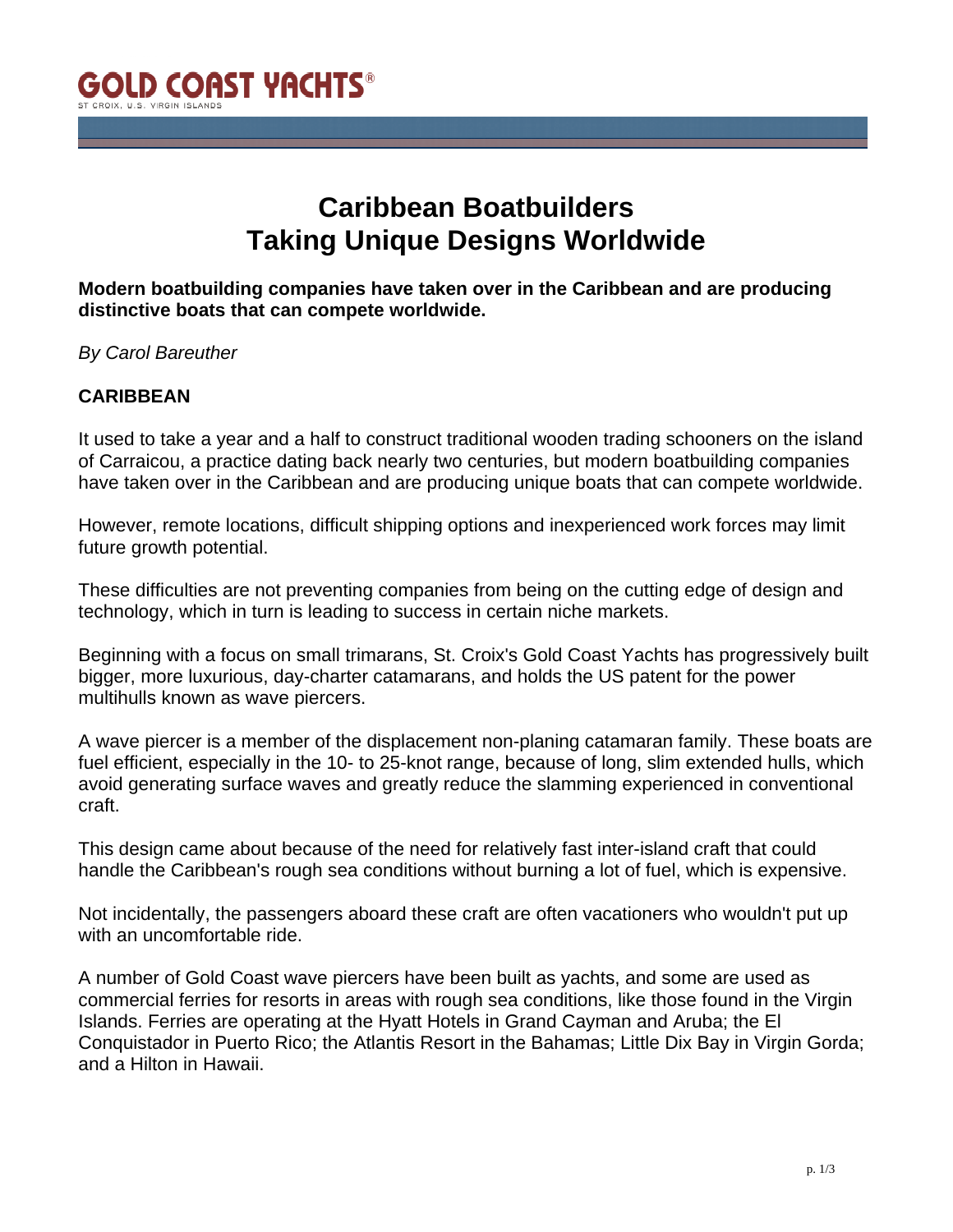# Caribbean Boatbuilders Taking Unique Designs Worldwide

**Modern boatbuilding companies have taken over in the Caribbean and are producing distinctive boats that can compete worldwide.**

*By Carol Bareuther*

**CARIBBEAN**

It used to take a year and a half to construct traditional wooden trading schooners on the island of Carraicou, a practice dating back nearly two centuries, but modern boatbuilding companies have taken over in the Caribbean and are producing unique boats that can compete worldwide.

However, remote locations, difficult shipping options and inexperienced work forces may limit future growth potential.

These difficulties are not preventing companies from being on the cutting edge of design and technology, which in turn is leading to success in certain niche markets.

Beginning with a focus on small trimarans, St. Croix's Gold Coast Yachts has progressively built bigger, more luxurious, day-charter catamarans, and holds the US patent for the power multihulls known as wave piercers.

A wave piercer is a member of the displacement non-planing catamaran family. These boats are fuel efficient, especially in the 10- to 25-knot range, because of long, slim extended hulls, which avoid generating surface waves and greatly reduce the slamming experienced in conventional craft.

This design came about because of the need for relatively fast inter-island craft that could handle the Caribbean's rough sea conditions without burning a lot of fuel, which is expensive.

Not incidentally, the passengers aboard these craft are often vacationers who wouldn't put up with an uncomfortable ride.

A number of Gold Coast wave piercers have been built as yachts, and some are used as commercial ferries for resorts in areas with rough sea conditions, like those found in the Virgin Islands. Ferries are operating at the Hyatt Hotels in Grand Cayman and Aruba; the El Conquistador in Puerto Rico; the Atlantis Resort in the Bahamas; Little Dix Bay in Virgin Gorda; and a Hilton in Hawaii.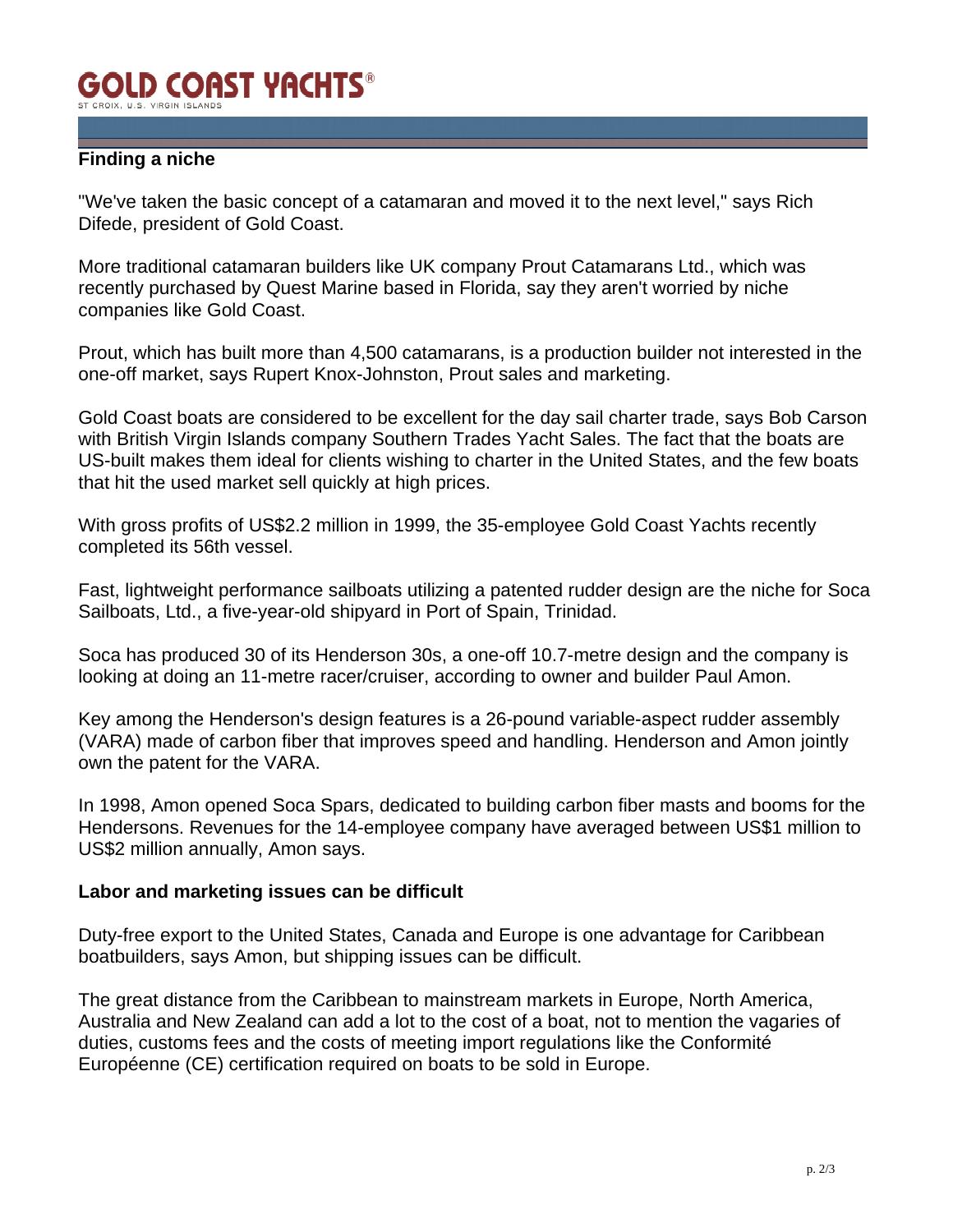## Finding a niche

"We've taken the basic concept of a catamaran and moved it to the next level," says Rich Difede, president of Gold Coast.

More traditional catamaran builders like UK company Prout Catamarans Ltd., which was recently purchased by Quest Marine based in Florida, say they aren't worried by niche companies like Gold Coast.

Prout, which has built more than 4,500 catamarans, is a production builder not interested in the one-off market, says Rupert Knox-Johnston, Prout sales and marketing.

Gold Coast boats are considered to be excellent for the day sail charter trade, says Bob Carson with British Virgin Islands company Southern Trades Yacht Sales. The fact that the boats are US-built makes them ideal for clients wishing to charter in the United States, and the few boats that hit the used market sell quickly at high prices.

With gross profits of US$2.2 million in 1999, the 35-employee Gold Coast Yachts recently completed its 56th vessel.

Fast, lightweight performance sailboats utilizing a patented rudder design are the niche for Soca Sailboats, Ltd., a five-year-old shipyard in Port of Spain, Trinidad.

Soca has produced 30 of its Henderson 30s, a one-off 10.7-metre design and the company is looking at doing an 11-metre racer/cruiser, according to owner and builder Paul Amon.

Key among the Henderson's design features is a 26-pound variable-aspect rudder assembly (VARA) made of carbon fiber that improves speed and handling. Henderson and Amon jointly own the patent for the VARA.

In 1998, Amon opened Soca Spars, dedicated to building carbon fiber masts and booms for the Hendersons. Revenues for the 14-employee company have averaged between US$1 million to US$2 million annually, Amon says.

## Labor and marketing issues can be difficult

Duty-free export to the United States, Canada and Europe is one advantage for Caribbean boatbuilders, says Amon, but shipping issues can be difficult.

The great distance from the Caribbean to mainstream markets in Europe, North America, Australia and New Zealand can add a lot to the cost of a boat, not to mention the vagaries of duties, customs fees and the costs of meeting import regulations like the Conformité Européenne (CE) certification required on boats to be sold in Europe.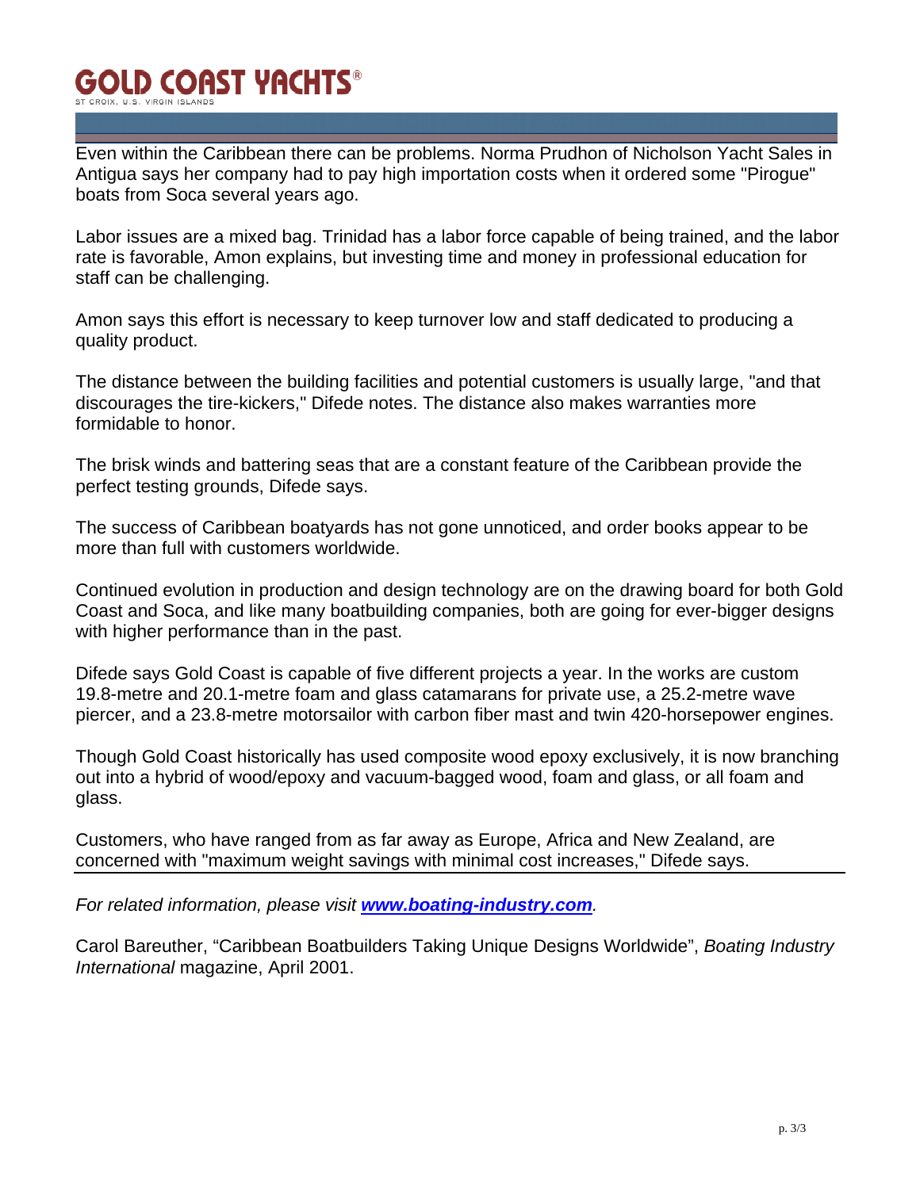Even within the Caribbean there can be problems. Norma Prudhon of Nicholson Yacht Sales in Antigua says her company had to pay high importation costs when it ordered some "Pirogue" boats from Soca several years ago.

Labor issues are a mixed bag. Trinidad has a labor force capable of being trained, and the labor rate is favorable, Amon explains, but investing time and money in professional education for staff can be challenging.

Amon says this effort is necessary to keep turnover low and staff dedicated to producing a quality product.

The distance between the building facilities and potential customers is usually large, "and that discourages the tire-kickers," Difede notes. The distance also makes warranties more formidable to honor.

The brisk winds and battering seas that are a constant feature of the Caribbean provide the perfect testing grounds, Difede says.

The success of Caribbean boatyards has not gone unnoticed, and order books appear to be more than full with customers worldwide.

Continued evolution in production and design technology are on the drawing board for both Gold Coast and Soca, and like many boatbuilding companies, both are going for ever-bigger designs with higher performance than in the past.

Difede says Gold Coast is capable of five different projects a year. In the works are custom 19.8-metre and 20.1-metre foam and glass catamarans for private use, a 25.2-metre wave piercer, and a 23.8-metre motorsailor with carbon fiber mast and twin 420-horsepower engines.

Though Gold Coast historically has used composite wood epoxy exclusively, it is now branching out into a hybrid of wood/epoxy and vacuum-bagged wood, foam and glass, or all foam and glass.

Customers, who have ranged from as far away as Europe, Africa and New Zealand, are concerned with "maximum weight savings with minimal cost increases," Difede says.

---

*For related information, please visit **[www.boating-industry.com](http://www.boating-industry.com)**.*

Carol Bareuther, "Caribbean Boatbuilders Taking Unique Designs Worldwide", *Boating Industry International* magazine, April 2001.